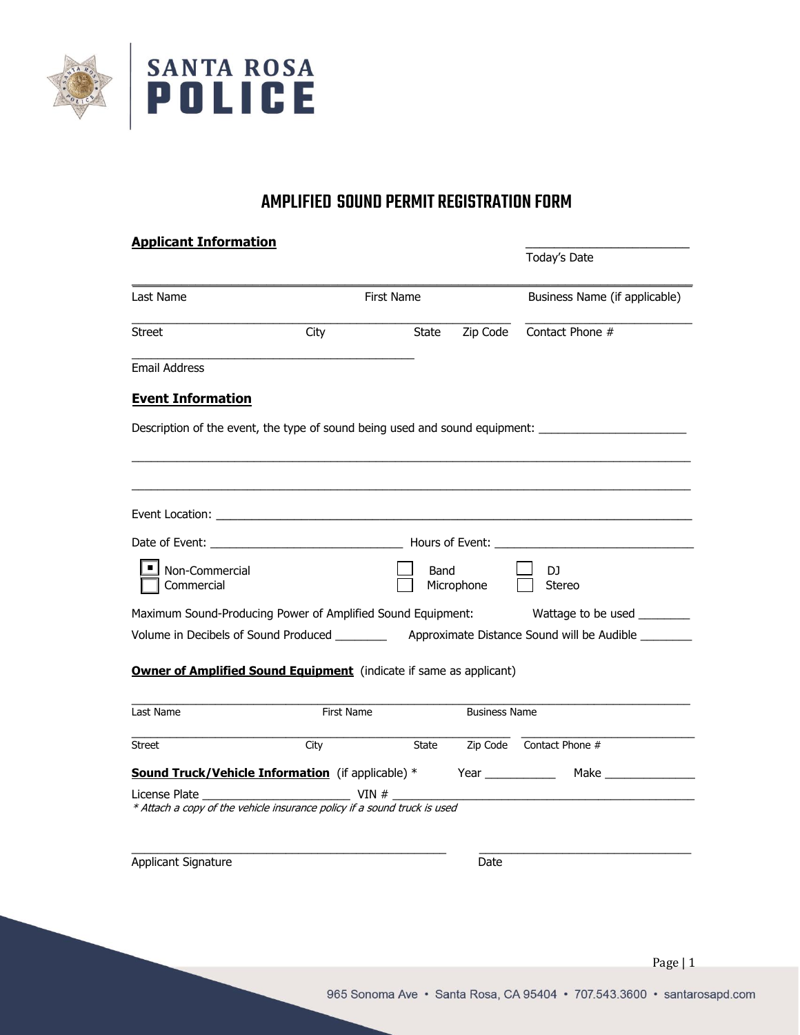SANTA ROSA
**POLICE**

# AMPLIFIED SOUND PERMIT REGISTRATION FORM

**Applicant Information**

________________________
Today's Date

________________________________________________________________________
Last Name | First Name | Business Name (if applicable)

________________________________________________________________________
Street | City | State | Zip Code | Contact Phone #

____________________________________________
Email Address

**Event Information**

Description of the event, the type of sound being used and sound equipment: ______________________

________________________________________________________________________

________________________________________________________________________

Event Location: ________________________________________________________________________

Date of Event: ______________________________ Hours of Event: ______________________________

- [x] Non-Commercial
- [ ] Commercial
- [ ] Band
- [ ] Microphone
- [ ] DJ
- [ ] Stereo

Maximum Sound-Producing Power of Amplified Sound Equipment: Wattage to be used ________

Volume in Decibels of Sound Produced ________ Approximate Distance Sound will be Audible ________

**Owner of Amplified Sound Equipment** (indicate if same as applicant)

________________________________________________________________________
Last Name | First Name | Business Name

________________________________________________________________________
Street | City | State | Zip Code | Contact Phone #

**Sound Truck/Vehicle Information** (if applicable) * Year ___________ Make ______________

License Plate ______________________ VIN # ______________________________________________

*\* Attach a copy of the vehicle insurance policy if a sound truck is used*

__________________________________________________ ______________________________
Applicant Signature | Date

965 Sonoma Ave • Santa Rosa, CA 95404 • 707.543.3600 • santarosapd.com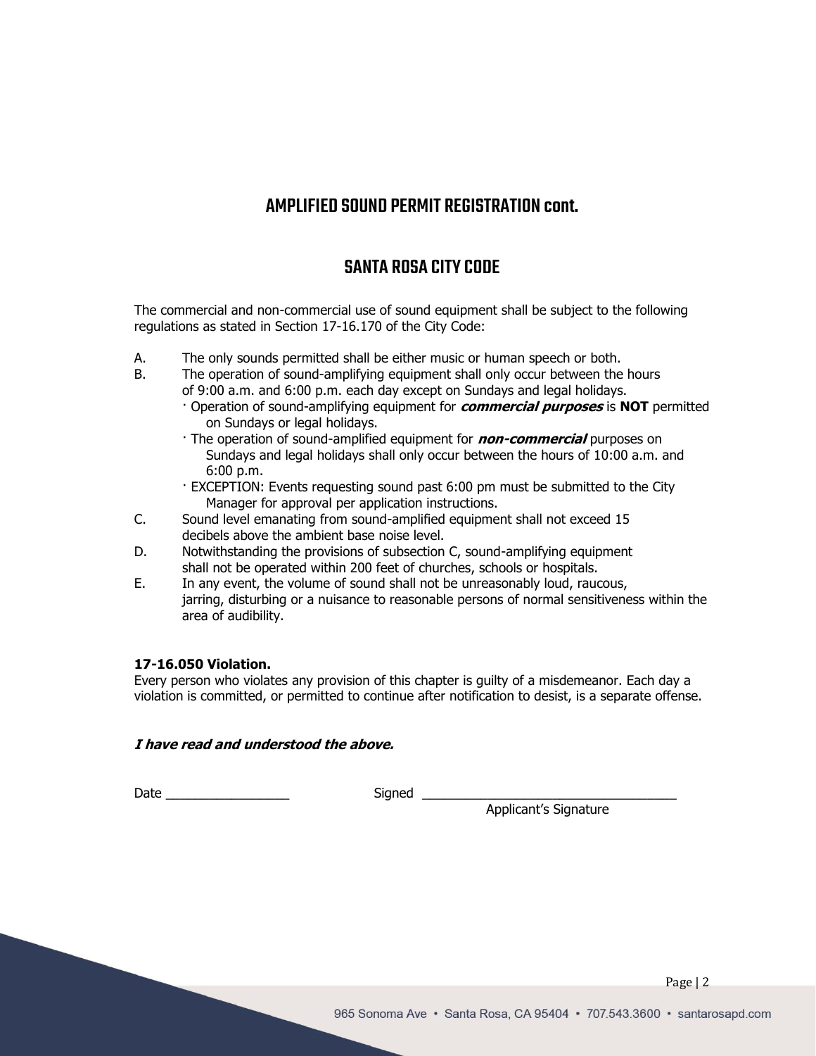## AMPLIFIED SOUND PERMIT REGISTRATION cont.

## SANTA ROSA CITY CODE

The commercial and non-commercial use of sound equipment shall be subject to the following regulations as stated in Section 17-16.170 of the City Code:

A. The only sounds permitted shall be either music or human speech or both.

B. The operation of sound-amplifying equipment shall only occur between the hours of 9:00 a.m. and 6:00 p.m. each day except on Sundays and legal holidays.
   - Operation of sound-amplifying equipment for ***commercial purposes*** is **NOT** permitted on Sundays or legal holidays.
   - The operation of sound-amplified equipment for ***non-commercial*** purposes on Sundays and legal holidays shall only occur between the hours of 10:00 a.m. and 6:00 p.m.
   - EXCEPTION: Events requesting sound past 6:00 pm must be submitted to the City Manager for approval per application instructions.

C. Sound level emanating from sound-amplified equipment shall not exceed 15 decibels above the ambient base noise level.

D. Notwithstanding the provisions of subsection C, sound-amplifying equipment shall not be operated within 200 feet of churches, schools or hospitals.

E. In any event, the volume of sound shall not be unreasonably loud, raucous, jarring, disturbing or a nuisance to reasonable persons of normal sensitiveness within the area of audibility.

**17-16.050 Violation.**
Every person who violates any provision of this chapter is guilty of a misdemeanor. Each day a violation is committed, or permitted to continue after notification to desist, is a separate offense.

***I have read and understood the above.***

Date _________________ Signed ___________________________________
Applicant's Signature

965 Sonoma Ave • Santa Rosa, CA 95404 • 707.543.3600 • santarosapd.com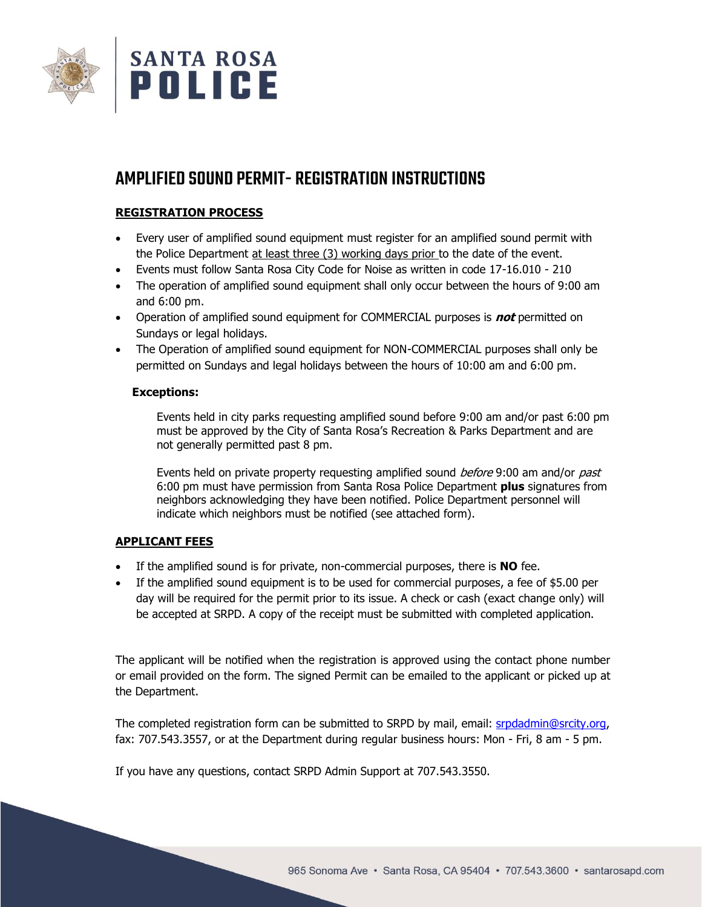# SANTA ROSA POLICE

## AMPLIFIED SOUND PERMIT- REGISTRATION INSTRUCTIONS

### REGISTRATION PROCESS

- Every user of amplified sound equipment must register for an amplified sound permit with the Police Department at least three (3) working days prior to the date of the event.
- Events must follow Santa Rosa City Code for Noise as written in code 17-16.010 - 210
- The operation of amplified sound equipment shall only occur between the hours of 9:00 am and 6:00 pm.
- Operation of amplified sound equipment for COMMERCIAL purposes is ***not*** permitted on Sundays or legal holidays.
- The Operation of amplified sound equipment for NON-COMMERCIAL purposes shall only be permitted on Sundays and legal holidays between the hours of 10:00 am and 6:00 pm.

**Exceptions:**

Events held in city parks requesting amplified sound before 9:00 am and/or past 6:00 pm must be approved by the City of Santa Rosa's Recreation & Parks Department and are not generally permitted past 8 pm.

Events held on private property requesting amplified sound *before* 9:00 am and/or *past* 6:00 pm must have permission from Santa Rosa Police Department **plus** signatures from neighbors acknowledging they have been notified. Police Department personnel will indicate which neighbors must be notified (see attached form).

### APPLICANT FEES

- If the amplified sound is for private, non-commercial purposes, there is **NO** fee.
- If the amplified sound equipment is to be used for commercial purposes, a fee of $5.00 per day will be required for the permit prior to its issue. A check or cash (exact change only) will be accepted at SRPD. A copy of the receipt must be submitted with completed application.

The applicant will be notified when the registration is approved using the contact phone number or email provided on the form. The signed Permit can be emailed to the applicant or picked up at the Department.

The completed registration form can be submitted to SRPD by mail, email: srpdadmin@srcity.org, fax: 707.543.3557, or at the Department during regular business hours: Mon - Fri, 8 am - 5 pm.

If you have any questions, contact SRPD Admin Support at 707.543.3550.

965 Sonoma Ave • Santa Rosa, CA 95404 • 707.543.3600 • santarosapd.com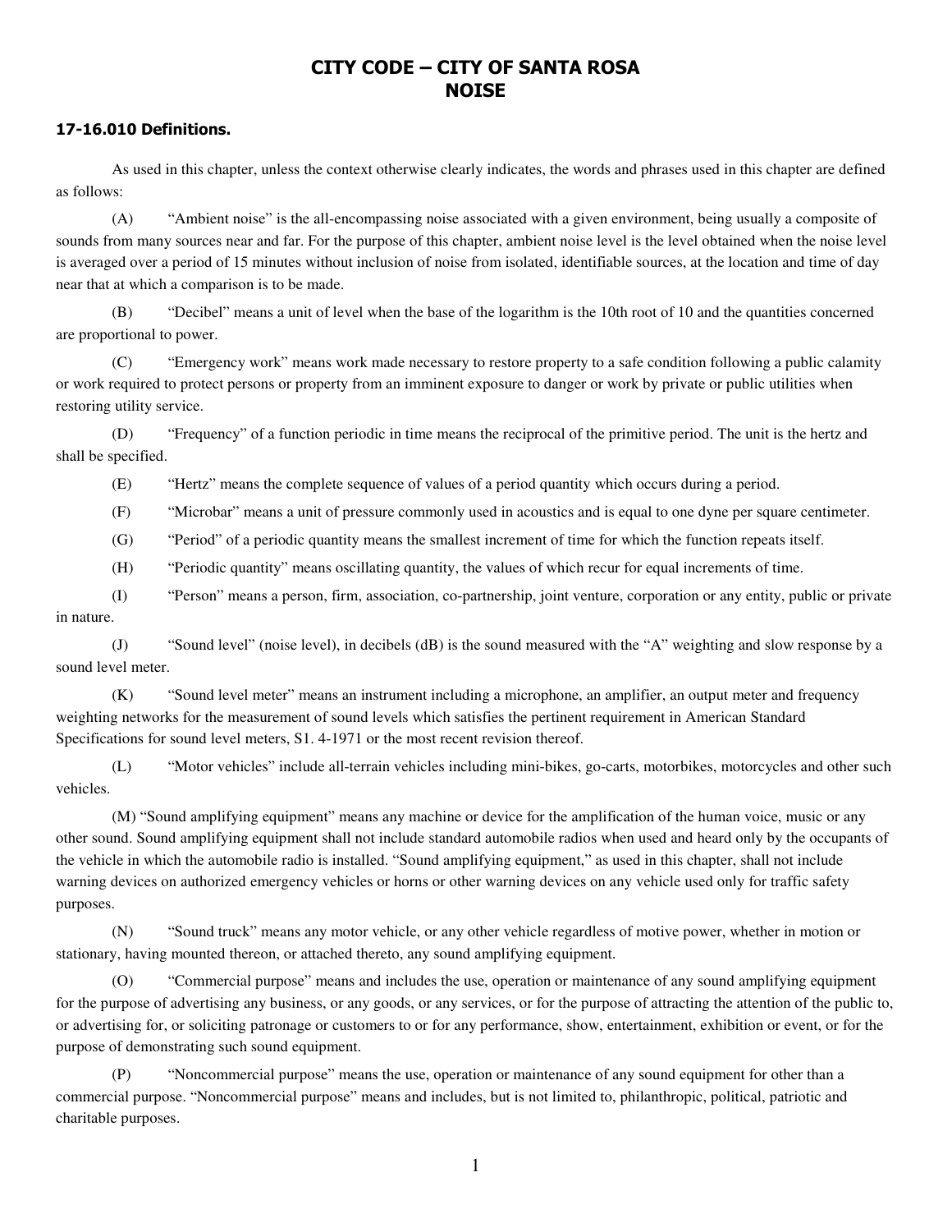# CITY CODE – CITY OF SANTA ROSA
# NOISE

### 17-16.010 Definitions.

As used in this chapter, unless the context otherwise clearly indicates, the words and phrases used in this chapter are defined as follows:

(A) "Ambient noise" is the all-encompassing noise associated with a given environment, being usually a composite of sounds from many sources near and far. For the purpose of this chapter, ambient noise level is the level obtained when the noise level is averaged over a period of 15 minutes without inclusion of noise from isolated, identifiable sources, at the location and time of day near that at which a comparison is to be made.

(B) "Decibel" means a unit of level when the base of the logarithm is the 10th root of 10 and the quantities concerned are proportional to power.

(C) "Emergency work" means work made necessary to restore property to a safe condition following a public calamity or work required to protect persons or property from an imminent exposure to danger or work by private or public utilities when restoring utility service.

(D) "Frequency" of a function periodic in time means the reciprocal of the primitive period. The unit is the hertz and shall be specified.

(E) "Hertz" means the complete sequence of values of a period quantity which occurs during a period.

(F) "Microbar" means a unit of pressure commonly used in acoustics and is equal to one dyne per square centimeter.

(G) "Period" of a periodic quantity means the smallest increment of time for which the function repeats itself.

(H) "Periodic quantity" means oscillating quantity, the values of which recur for equal increments of time.

(I) "Person" means a person, firm, association, co-partnership, joint venture, corporation or any entity, public or private in nature.

(J) "Sound level" (noise level), in decibels (dB) is the sound measured with the "A" weighting and slow response by a sound level meter.

(K) "Sound level meter" means an instrument including a microphone, an amplifier, an output meter and frequency weighting networks for the measurement of sound levels which satisfies the pertinent requirement in American Standard Specifications for sound level meters, S1. 4-1971 or the most recent revision thereof.

(L) "Motor vehicles" include all-terrain vehicles including mini-bikes, go-carts, motorbikes, motorcycles and other such vehicles.

(M) "Sound amplifying equipment" means any machine or device for the amplification of the human voice, music or any other sound. Sound amplifying equipment shall not include standard automobile radios when used and heard only by the occupants of the vehicle in which the automobile radio is installed. "Sound amplifying equipment," as used in this chapter, shall not include warning devices on authorized emergency vehicles or horns or other warning devices on any vehicle used only for traffic safety purposes.

(N) "Sound truck" means any motor vehicle, or any other vehicle regardless of motive power, whether in motion or stationary, having mounted thereon, or attached thereto, any sound amplifying equipment.

(O) "Commercial purpose" means and includes the use, operation or maintenance of any sound amplifying equipment for the purpose of advertising any business, or any goods, or any services, or for the purpose of attracting the attention of the public to, or advertising for, or soliciting patronage or customers to or for any performance, show, entertainment, exhibition or event, or for the purpose of demonstrating such sound equipment.

(P) "Noncommercial purpose" means the use, operation or maintenance of any sound equipment for other than a commercial purpose. "Noncommercial purpose" means and includes, but is not limited to, philanthropic, political, patriotic and charitable purposes.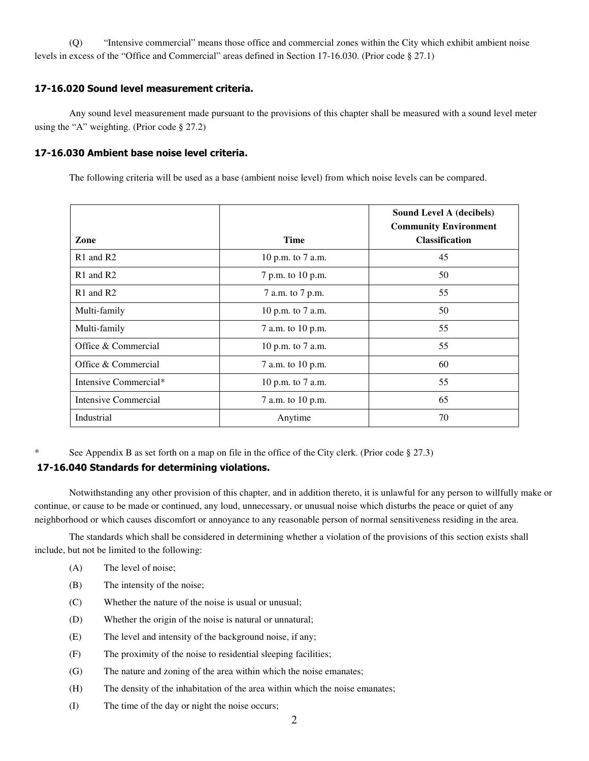(Q) "Intensive commercial" means those office and commercial zones within the City which exhibit ambient noise levels in excess of the "Office and Commercial" areas defined in Section 17-16.030. (Prior code § 27.1)

### 17-16.020 Sound level measurement criteria.

Any sound level measurement made pursuant to the provisions of this chapter shall be measured with a sound level meter using the "A" weighting. (Prior code § 27.2)

### 17-16.030 Ambient base noise level criteria.

The following criteria will be used as a base (ambient noise level) from which noise levels can be compared.

| Zone | Time | Sound Level A (decibels) Community Environment Classification |
|---|---|---|
| R1 and R2 | 10 p.m. to 7 a.m. | 45 |
| R1 and R2 | 7 p.m. to 10 p.m. | 50 |
| R1 and R2 | 7 a.m. to 7 p.m. | 55 |
| Multi-family | 10 p.m. to 7 a.m. | 50 |
| Multi-family | 7 a.m. to 10 p.m. | 55 |
| Office & Commercial | 10 p.m. to 7 a.m. | 55 |
| Office & Commercial | 7 a.m. to 10 p.m. | 60 |
| Intensive Commercial* | 10 p.m. to 7 a.m. | 55 |
| Intensive Commercial | 7 a.m. to 10 p.m. | 65 |
| Industrial | Anytime | 70 |

* See Appendix B as set forth on a map on file in the office of the City clerk. (Prior code § 27.3)

### 17-16.040 Standards for determining violations.

Notwithstanding any other provision of this chapter, and in addition thereto, it is unlawful for any person to willfully make or continue, or cause to be made or continued, any loud, unnecessary, or unusual noise which disturbs the peace or quiet of any neighborhood or which causes discomfort or annoyance to any reasonable person of normal sensitiveness residing in the area.

The standards which shall be considered in determining whether a violation of the provisions of this section exists shall include, but not be limited to the following:

(A) The level of noise;

(B) The intensity of the noise;

(C) Whether the nature of the noise is usual or unusual;

(D) Whether the origin of the noise is natural or unnatural;

(E) The level and intensity of the background noise, if any;

(F) The proximity of the noise to residential sleeping facilities;

(G) The nature and zoning of the area within which the noise emanates;

(H) The density of the inhabitation of the area within which the noise emanates;

(I) The time of the day or night the noise occurs;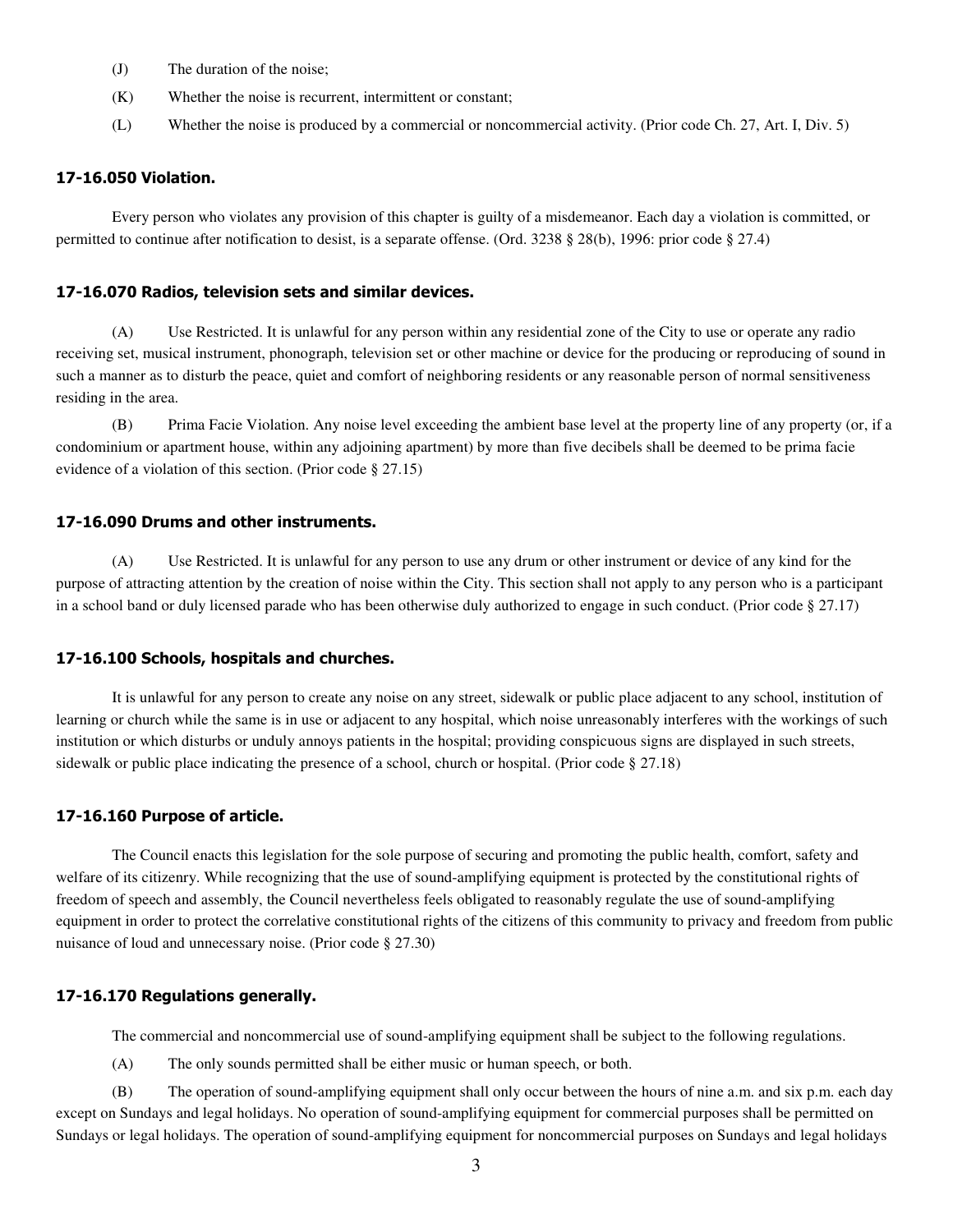(J) The duration of the noise;

(K) Whether the noise is recurrent, intermittent or constant;

(L) Whether the noise is produced by a commercial or noncommercial activity. (Prior code Ch. 27, Art. I, Div. 5)

#### 17-16.050 Violation.

Every person who violates any provision of this chapter is guilty of a misdemeanor. Each day a violation is committed, or permitted to continue after notification to desist, is a separate offense. (Ord. 3238 § 28(b), 1996: prior code § 27.4)

#### 17-16.070 Radios, television sets and similar devices.

(A) Use Restricted. It is unlawful for any person within any residential zone of the City to use or operate any radio receiving set, musical instrument, phonograph, television set or other machine or device for the producing or reproducing of sound in such a manner as to disturb the peace, quiet and comfort of neighboring residents or any reasonable person of normal sensitiveness residing in the area.

(B) Prima Facie Violation. Any noise level exceeding the ambient base level at the property line of any property (or, if a condominium or apartment house, within any adjoining apartment) by more than five decibels shall be deemed to be prima facie evidence of a violation of this section. (Prior code § 27.15)

#### 17-16.090 Drums and other instruments.

(A) Use Restricted. It is unlawful for any person to use any drum or other instrument or device of any kind for the purpose of attracting attention by the creation of noise within the City. This section shall not apply to any person who is a participant in a school band or duly licensed parade who has been otherwise duly authorized to engage in such conduct. (Prior code § 27.17)

#### 17-16.100 Schools, hospitals and churches.

It is unlawful for any person to create any noise on any street, sidewalk or public place adjacent to any school, institution of learning or church while the same is in use or adjacent to any hospital, which noise unreasonably interferes with the workings of such institution or which disturbs or unduly annoys patients in the hospital; providing conspicuous signs are displayed in such streets, sidewalk or public place indicating the presence of a school, church or hospital. (Prior code § 27.18)

#### 17-16.160 Purpose of article.

The Council enacts this legislation for the sole purpose of securing and promoting the public health, comfort, safety and welfare of its citizenry. While recognizing that the use of sound-amplifying equipment is protected by the constitutional rights of freedom of speech and assembly, the Council nevertheless feels obligated to reasonably regulate the use of sound-amplifying equipment in order to protect the correlative constitutional rights of the citizens of this community to privacy and freedom from public nuisance of loud and unnecessary noise. (Prior code § 27.30)

#### 17-16.170 Regulations generally.

The commercial and noncommercial use of sound-amplifying equipment shall be subject to the following regulations.

(A) The only sounds permitted shall be either music or human speech, or both.

(B) The operation of sound-amplifying equipment shall only occur between the hours of nine a.m. and six p.m. each day except on Sundays and legal holidays. No operation of sound-amplifying equipment for commercial purposes shall be permitted on Sundays or legal holidays. The operation of sound-amplifying equipment for noncommercial purposes on Sundays and legal holidays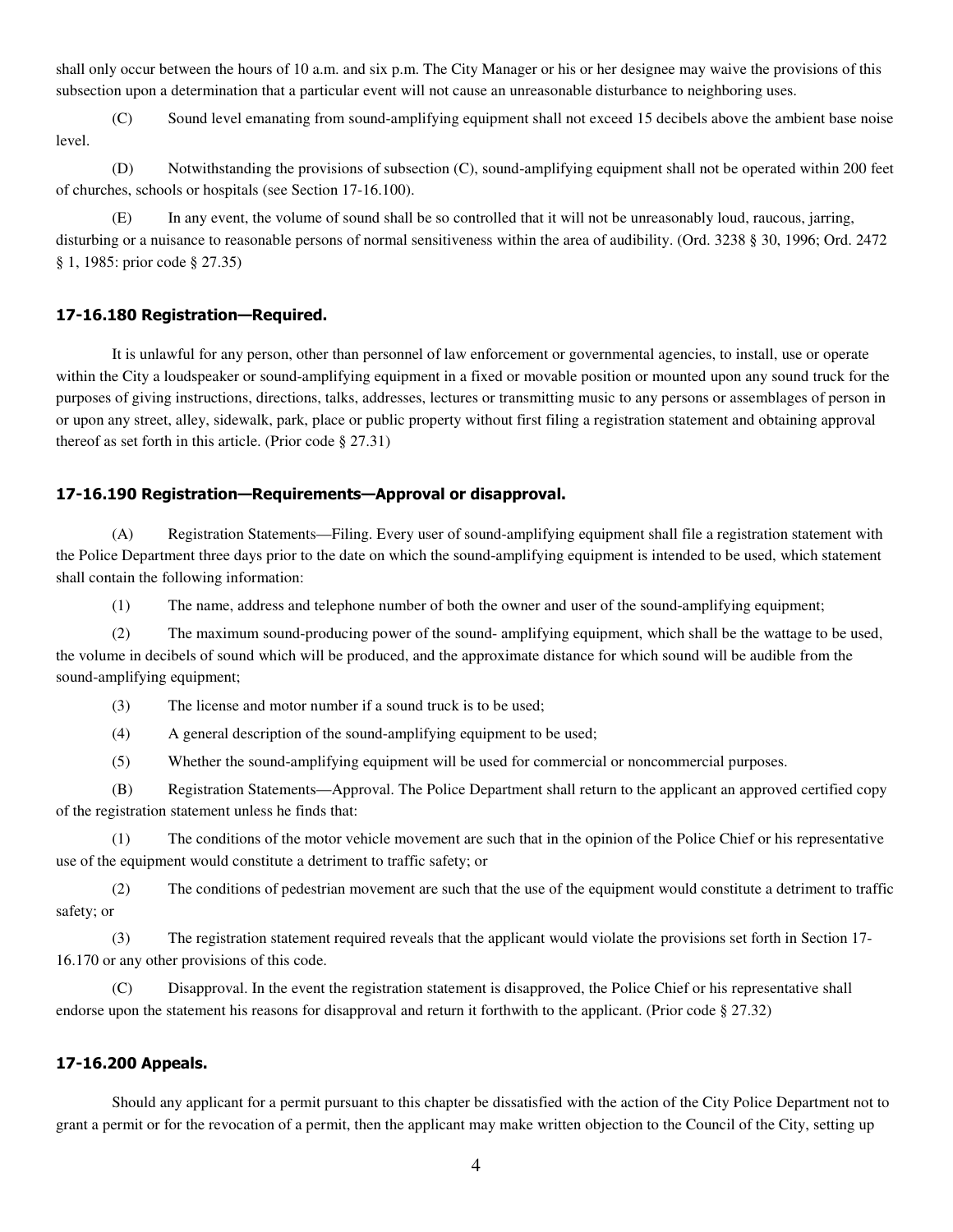shall only occur between the hours of 10 a.m. and six p.m. The City Manager or his or her designee may waive the provisions of this subsection upon a determination that a particular event will not cause an unreasonable disturbance to neighboring uses.

(C) Sound level emanating from sound-amplifying equipment shall not exceed 15 decibels above the ambient base noise level.

(D) Notwithstanding the provisions of subsection (C), sound-amplifying equipment shall not be operated within 200 feet of churches, schools or hospitals (see Section 17-16.100).

(E) In any event, the volume of sound shall be so controlled that it will not be unreasonably loud, raucous, jarring, disturbing or a nuisance to reasonable persons of normal sensitiveness within the area of audibility. (Ord. 3238 § 30, 1996; Ord. 2472 § 1, 1985: prior code § 27.35)

### 17-16.180 Registration—Required.

It is unlawful for any person, other than personnel of law enforcement or governmental agencies, to install, use or operate within the City a loudspeaker or sound-amplifying equipment in a fixed or movable position or mounted upon any sound truck for the purposes of giving instructions, directions, talks, addresses, lectures or transmitting music to any persons or assemblages of person in or upon any street, alley, sidewalk, park, place or public property without first filing a registration statement and obtaining approval thereof as set forth in this article. (Prior code § 27.31)

### 17-16.190 Registration—Requirements—Approval or disapproval.

(A) Registration Statements—Filing. Every user of sound-amplifying equipment shall file a registration statement with the Police Department three days prior to the date on which the sound-amplifying equipment is intended to be used, which statement shall contain the following information:

(1) The name, address and telephone number of both the owner and user of the sound-amplifying equipment;

(2) The maximum sound-producing power of the sound- amplifying equipment, which shall be the wattage to be used, the volume in decibels of sound which will be produced, and the approximate distance for which sound will be audible from the sound-amplifying equipment;

(3) The license and motor number if a sound truck is to be used;

(4) A general description of the sound-amplifying equipment to be used;

(5) Whether the sound-amplifying equipment will be used for commercial or noncommercial purposes.

(B) Registration Statements—Approval. The Police Department shall return to the applicant an approved certified copy of the registration statement unless he finds that:

(1) The conditions of the motor vehicle movement are such that in the opinion of the Police Chief or his representative use of the equipment would constitute a detriment to traffic safety; or

(2) The conditions of pedestrian movement are such that the use of the equipment would constitute a detriment to traffic safety; or

(3) The registration statement required reveals that the applicant would violate the provisions set forth in Section 17-16.170 or any other provisions of this code.

(C) Disapproval. In the event the registration statement is disapproved, the Police Chief or his representative shall endorse upon the statement his reasons for disapproval and return it forthwith to the applicant. (Prior code § 27.32)

### 17-16.200 Appeals.

Should any applicant for a permit pursuant to this chapter be dissatisfied with the action of the City Police Department not to grant a permit or for the revocation of a permit, then the applicant may make written objection to the Council of the City, setting up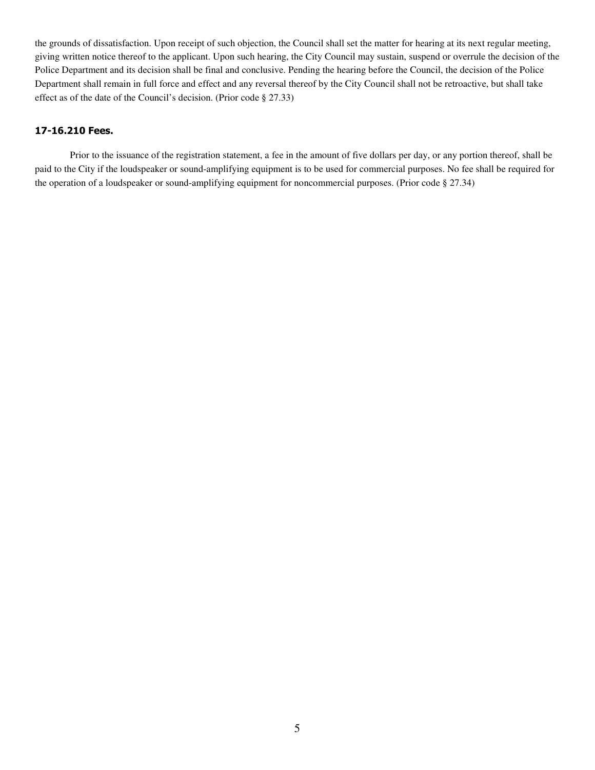the grounds of dissatisfaction. Upon receipt of such objection, the Council shall set the matter for hearing at its next regular meeting, giving written notice thereof to the applicant. Upon such hearing, the City Council may sustain, suspend or overrule the decision of the Police Department and its decision shall be final and conclusive. Pending the hearing before the Council, the decision of the Police Department shall remain in full force and effect and any reversal thereof by the City Council shall not be retroactive, but shall take effect as of the date of the Council's decision. (Prior code § 27.33)

### 17-16.210 Fees.

Prior to the issuance of the registration statement, a fee in the amount of five dollars per day, or any portion thereof, shall be paid to the City if the loudspeaker or sound-amplifying equipment is to be used for commercial purposes. No fee shall be required for the operation of a loudspeaker or sound-amplifying equipment for noncommercial purposes. (Prior code § 27.34)